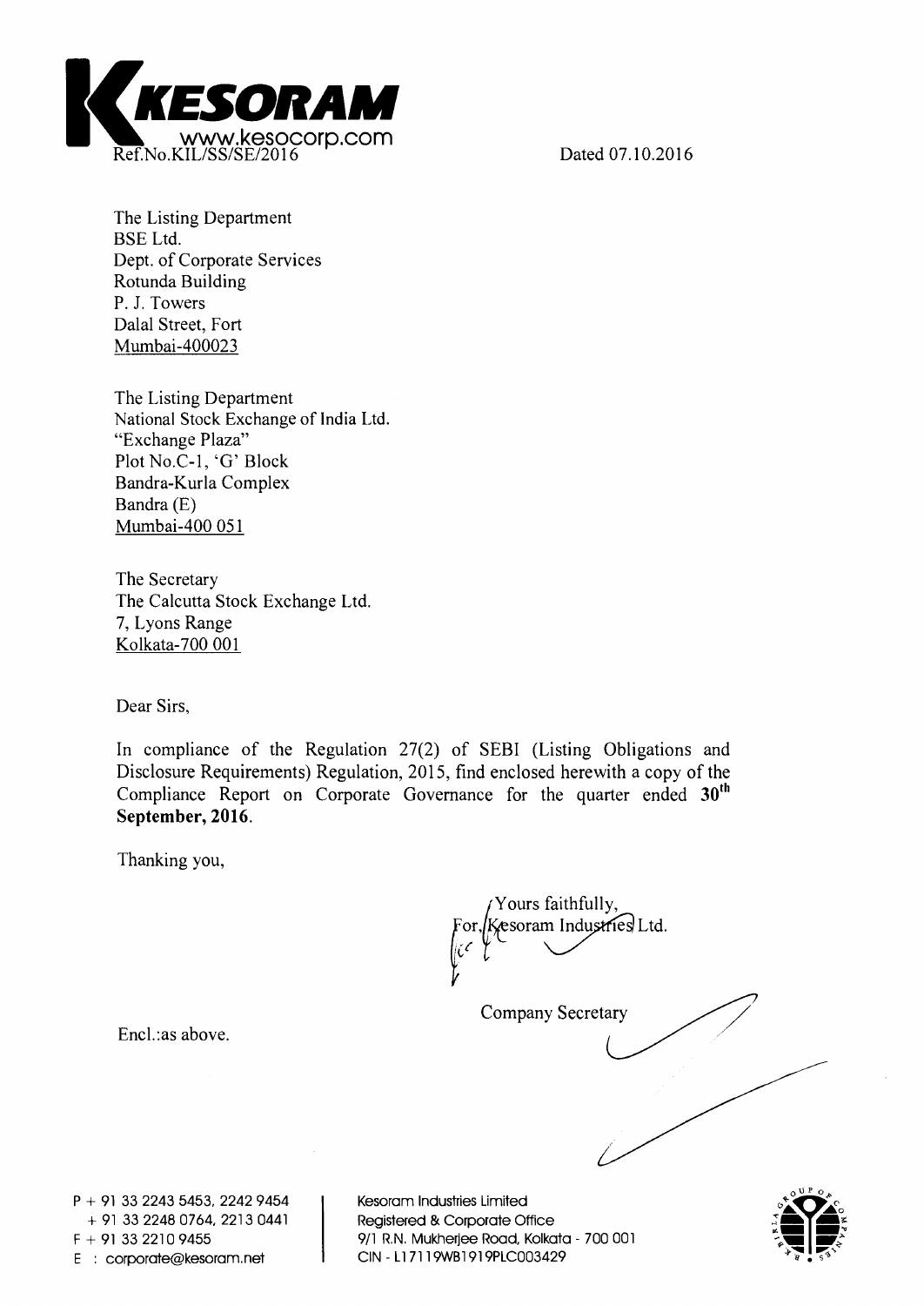**KESORAM**
www.kesocorp.com

Ref.No.KIL/SS/SE/2016

Dated 07.10.2016

The Listing Department
BSE Ltd.
Dept. of Corporate Services
Rotunda Building
P. J. Towers
Dalal Street, Fort
Mumbai-400023

The Listing Department
National Stock Exchange of India Ltd.
"Exchange Plaza"
Plot No.C-1, 'G' Block
Bandra-Kurla Complex
Bandra (E)
Mumbai-400 051

The Secretary
The Calcutta Stock Exchange Ltd.
7, Lyons Range
Kolkata-700 001

Dear Sirs,

In compliance of the Regulation 27(2) of SEBI (Listing Obligations and Disclosure Requirements) Regulation, 2015, find enclosed herewith a copy of the Compliance Report on Corporate Governance for the quarter ended **30th September, 2016**.

Thanking you,

Yours faithfully,
For, Kesoram Industries Ltd.

Company Secretary

Encl.:as above.

P + 91 33 2243 5453, 2242 9454
+ 91 33 2248 0764, 2213 0441
F + 91 33 2210 9455
E : corporate@kesoram.net

Kesoram Industries Limited
Registered & Corporate Office
9/1 R.N. Mukherjee Road, Kolkata - 700 001
CIN - L17119WB1919PLC003429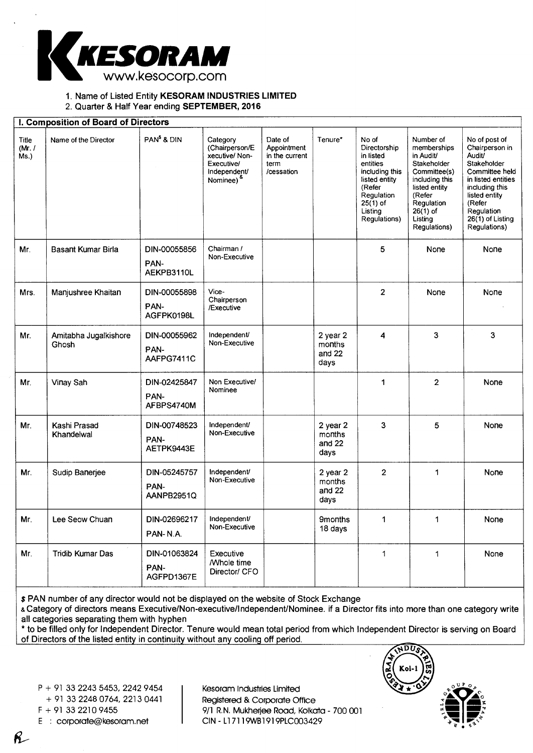KESORAM
www.kesocorp.com

1. Name of Listed Entity **KESORAM INDUSTRIES LIMITED**
2. Quarter & Half Year ending **SEPTEMBER, 2016**

**I. Composition of Board of Directors**

| Title (Mr. / Ms.) | Name of the Director | PAN[$] & DIN | Category (Chairperson/Executive/ Non-Executive/ Independent/ Nominee)[&] | Date of Appointment in the current term /cessation | Tenure* | No of Directorship in listed entities including this listed entity (Refer Regulation 25(1) of Listing Regulations) | Number of memberships in Audit/ Stakeholder Committee(s) including this listed entity (Refer Regulation 26(1) of Listing Regulations) | No of post of Chairperson in Audit/ Stakeholder Committee held in listed entities including this listed entity (Refer Regulation 26(1) of Listing Regulations) |
|---|---|---|---|---|---|---|---|---|
| Mr. | Basant Kumar Birla | DIN-00055856 PAN- AEKPB3110L | Chairman / Non-Executive | | | 5 | None | None |
| Mrs. | Manjushree Khaitan | DIN-00055898 PAN- AGFPK0198L | Vice-Chairperson /Executive | | | 2 | None | None |
| Mr. | Amitabha Jugalkishore Ghosh | DIN-00055962 PAN- AAFPG7411C | Independent/ Non-Executive | | 2 year 2 months and 22 days | 4 | 3 | 3 |
| Mr. | Vinay Sah | DIN-02425847 PAN- AFBPS4740M | Non Executive/ Nominee | | | 1 | 2 | None |
| Mr. | Kashi Prasad Khandelwal | DIN-00748523 PAN- AETPK9443E | Independent/ Non-Executive | | 2 year 2 months and 22 days | 3 | 5 | None |
| Mr. | Sudip Banerjee | DIN-05245757 PAN- AANPB2951Q | Independent/ Non-Executive | | 2 year 2 months and 22 days | 2 | 1 | None |
| Mr. | Lee Seow Chuan | DIN-02696217 PAN- N.A. | Independent/ Non-Executive | | 9months 18 days | 1 | 1 | None |
| Mr. | Tridib Kumar Das | DIN-01063824 PAN- AGFPD1367E | Executive /Whole time Director/ CFO | | | 1 | 1 | None |

$ PAN number of any director would not be displayed on the website of Stock Exchange
& Category of directors means Executive/Non-executive/Independent/Nominee. if a Director fits into more than one category write all categories separating them with hyphen
* to be filled only for Independent Director. Tenure would mean total period from which Independent Director is serving on Board of Directors of the listed entity in continuity without any cooling off period.

P + 91 33 2243 5453, 2242 9454
+ 91 33 2248 0764, 2213 0441
F + 91 33 2210 9455
E : corporate@kesoram.net

Kesoram Industries Limited
Registered & Corporate Office
9/1 R.N. Mukherjee Road, Kolkata - 700 001
CIN - L17119WB1919PLC003429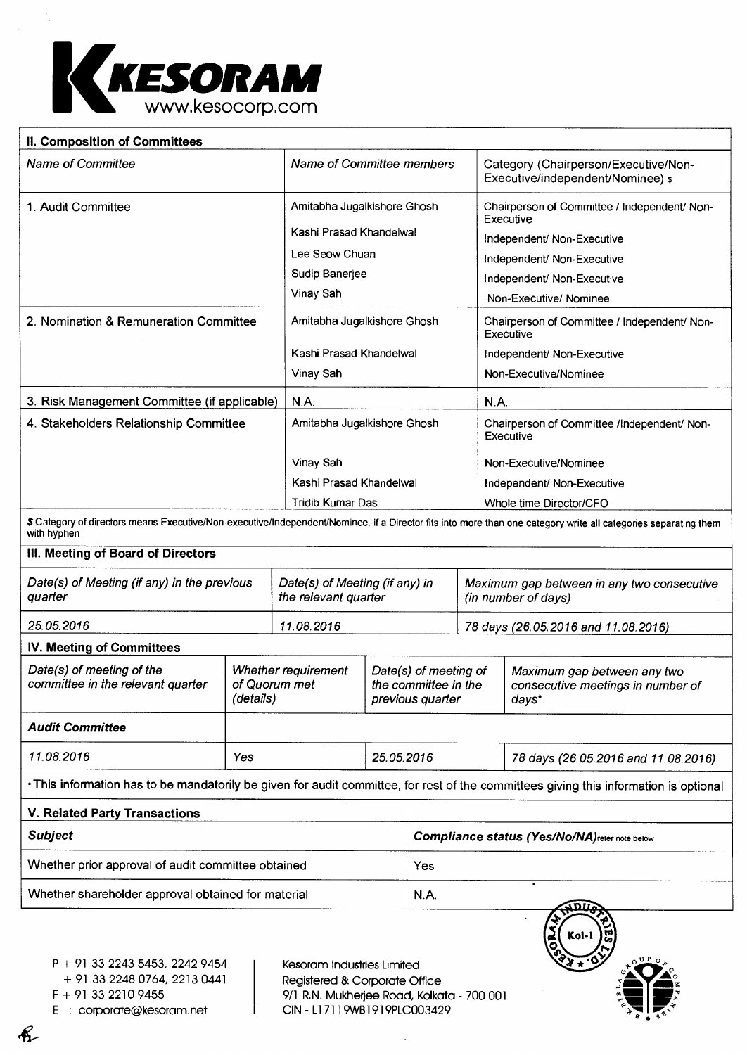**KESORAM**
www.kesocorp.com

## II. Composition of Committees

| *Name of Committee* | *Name of Committee members* | Category (Chairperson/Executive/Non-Executive/independent/Nominee) $ |
|---|---|---|
| 1. Audit Committee | Amitabha Jugalkishore Ghosh | Chairperson of Committee / Independent/ Non-Executive |
| | Kashi Prasad Khandelwal | Independent/ Non-Executive |
| | Lee Seow Chuan | Independent/ Non-Executive |
| | Sudip Banerjee | Independent/ Non-Executive |
| | Vinay Sah | Non-Executive/ Nominee |
| 2. Nomination & Remuneration Committee | Amitabha Jugalkishore Ghosh | Chairperson of Committee / Independent/ Non-Executive |
| | Kashi Prasad Khandelwal | Independent/ Non-Executive |
| | Vinay Sah | Non-Executive/Nominee |
| 3. Risk Management Committee (if applicable) | N.A. | N.A. |
| 4. Stakeholders Relationship Committee | Amitabha Jugalkishore Ghosh | Chairperson of Committee /Independent/ Non-Executive |
| | Vinay Sah | Non-Executive/Nominee |
| | Kashi Prasad Khandelwal | Independent/ Non-Executive |
| | Tridib Kumar Das | Whole time Director/CFO |

**$** Category of directors means Executive/Non-executive/Independent/Nominee. if a Director fits into more than one category write all categories separating them with hyphen

## III. Meeting of Board of Directors

| *Date(s) of Meeting (if any) in the previous quarter* | *Date(s) of Meeting (if any) in the relevant quarter* | *Maximum gap between in any two consecutive (in number of days)* |
|---|---|---|
| *25.05.2016* | *11.08.2016* | *78 days (26.05.2016 and 11.08.2016)* |

## IV. Meeting of Committees

| *Date(s) of meeting of the committee in the relevant quarter* | *Whether requirement of Quorum met (details)* | *Date(s) of meeting of the committee in the previous quarter* | *Maximum gap between any two consecutive meetings in number of days** |
|---|---|---|---|
| ***Audit Committee*** | | | |
| *11.08.2016* | *Yes* | *25.05.2016* | *78 days (26.05.2016 and 11.08.2016)* |

*This information has to be mandatorily be given for audit committee, for rest of the committees giving this information is optional

## V. Related Party Transactions

| ***Subject*** | ***Compliance status (Yes/No/NA)*** refer note below |
|---|---|
| Whether prior approval of audit committee obtained | Yes |
| Whether shareholder approval obtained for material | N.A. |

P + 91 33 2243 5453, 2242 9454
+ 91 33 2248 0764, 2213 0441
F + 91 33 2210 9455
E : corporate@kesoram.net

Kesoram Industries Limited
Registered & Corporate Office
9/1 R.N. Mukherjee Road, Kolkata - 700 001
CIN - L17119WB1919PLC003429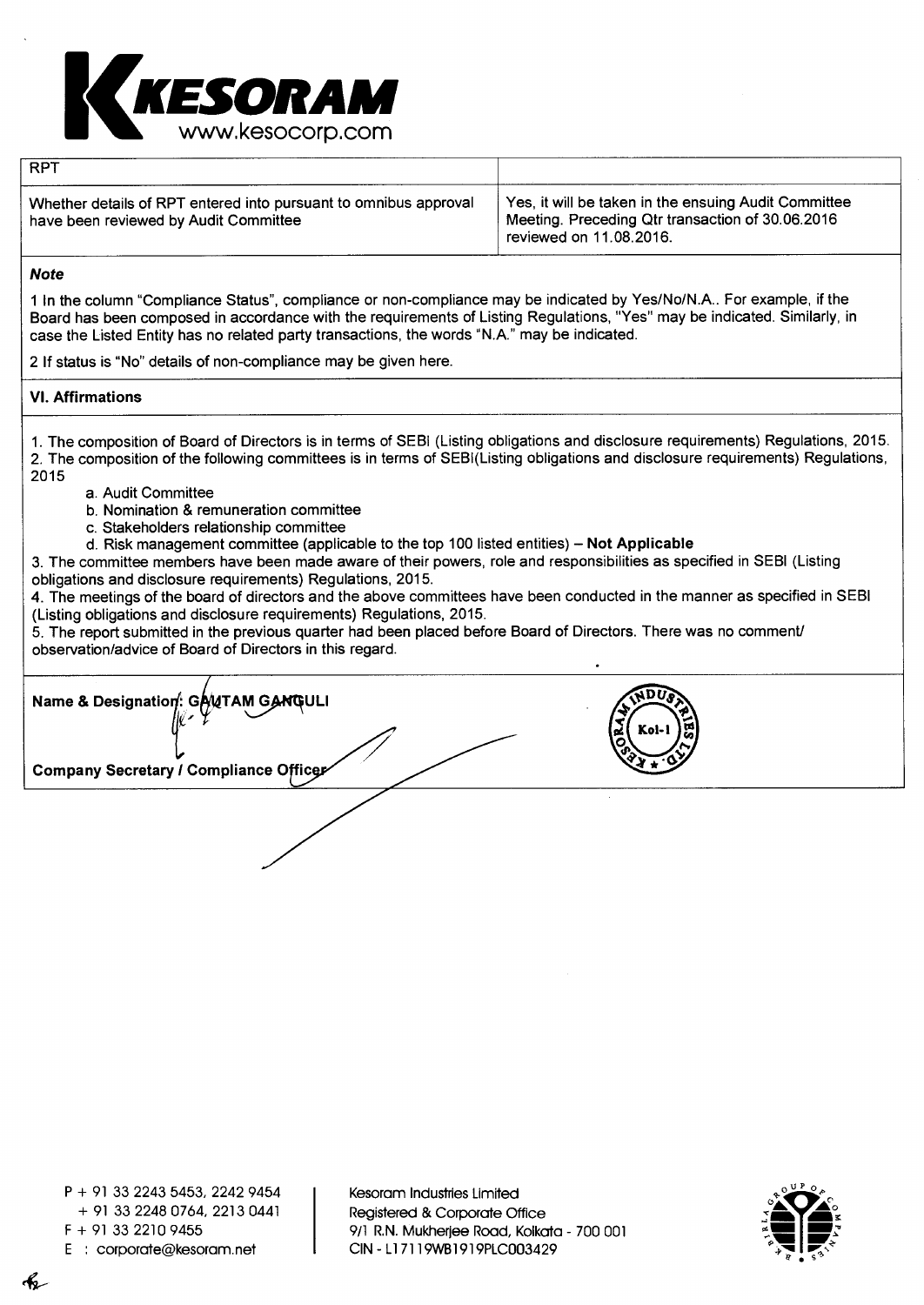| RPT | |
|---|---|
| Whether details of RPT entered into pursuant to omnibus approval have been reviewed by Audit Committee | Yes, it will be taken in the ensuing Audit Committee Meeting. Preceding Qtr transaction of 30.06.2016 reviewed on 11.08.2016. |

***Note***

1 In the column "Compliance Status", compliance or non-compliance may be indicated by Yes/No/N.A.. For example, if the Board has been composed in accordance with the requirements of Listing Regulations, "Yes" may be indicated. Similarly, in case the Listed Entity has no related party transactions, the words "N.A." may be indicated.

2 If status is "No" details of non-compliance may be given here.

**VI. Affirmations**

1. The composition of Board of Directors is in terms of SEBI (Listing obligations and disclosure requirements) Regulations, 2015.
2. The composition of the following committees is in terms of SEBI(Listing obligations and disclosure requirements) Regulations, 2015
   a. Audit Committee
   b. Nomination & remuneration committee
   c. Stakeholders relationship committee
   d. Risk management committee (applicable to the top 100 listed entities) – **Not Applicable**
3. The committee members have been made aware of their powers, role and responsibilities as specified in SEBI (Listing obligations and disclosure requirements) Regulations, 2015.
4. The meetings of the board of directors and the above committees have been conducted in the manner as specified in SEBI (Listing obligations and disclosure requirements) Regulations, 2015.
5. The report submitted in the previous quarter had been placed before Board of Directors. There was no comment/ observation/advice of Board of Directors in this regard.

**Name & Designation: GAUTAM GANGULI**

**Company Secretary / Compliance Officer**

P + 91 33 2243 5453, 2242 9454
+ 91 33 2248 0764, 2213 0441
F + 91 33 2210 9455
E : corporate@kesoram.net

Kesoram Industries Limited
Registered & Corporate Office
9/1 R.N. Mukherjee Road, Kolkata - 700 001
CIN - L17119WB1919PLC003429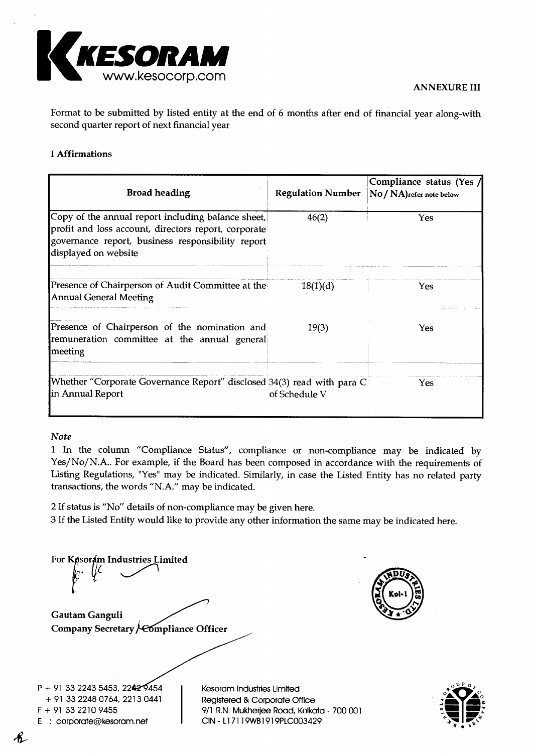KESORAM
www.kesocorp.com

ANNEXURE III

Format to be submitted by listed entity at the end of 6 months after end of financial year along-with second quarter report of next financial year

**I Affirmations**

| Broad heading | Regulation Number | Compliance status (Yes / No / NA)refer note below |
|---|---|---|
| Copy of the annual report including balance sheet, profit and loss account, directors report, corporate governance report, business responsibility report displayed on website | 46(2) | Yes |
| Presence of Chairperson of Audit Committee at the Annual General Meeting | 18(1)(d) | Yes |
| Presence of Chairperson of the nomination and remuneration committee at the annual general meeting | 19(3) | Yes |
| Whether "Corporate Governance Report" disclosed in Annual Report | 34(3) read with para C of Schedule V | Yes |

*Note*

1 In the column "Compliance Status", compliance or non-compliance may be indicated by Yes/No/N.A.. For example, if the Board has been composed in accordance with the requirements of Listing Regulations, "Yes" may be indicated. Similarly, in case the Listed Entity has no related party transactions, the words "N.A." may be indicated.

2 If status is "No" details of non-compliance may be given here.

3 If the Listed Entity would like to provide any other information the same may be indicated here.

For Kesoram Industries Limited

**Gautam Ganguli**
**Company Secretary / Compliance Officer**

P + 91 33 2243 5453, 2242 9454
+ 91 33 2248 0764, 2213 0441
F + 91 33 2210 9455
E : corporate@kesoram.net

Kesoram Industries Limited
Registered & Corporate Office
9/1 R.N. Mukherjee Road, Kolkata - 700 001
CIN - L17119WB1919PLC003429